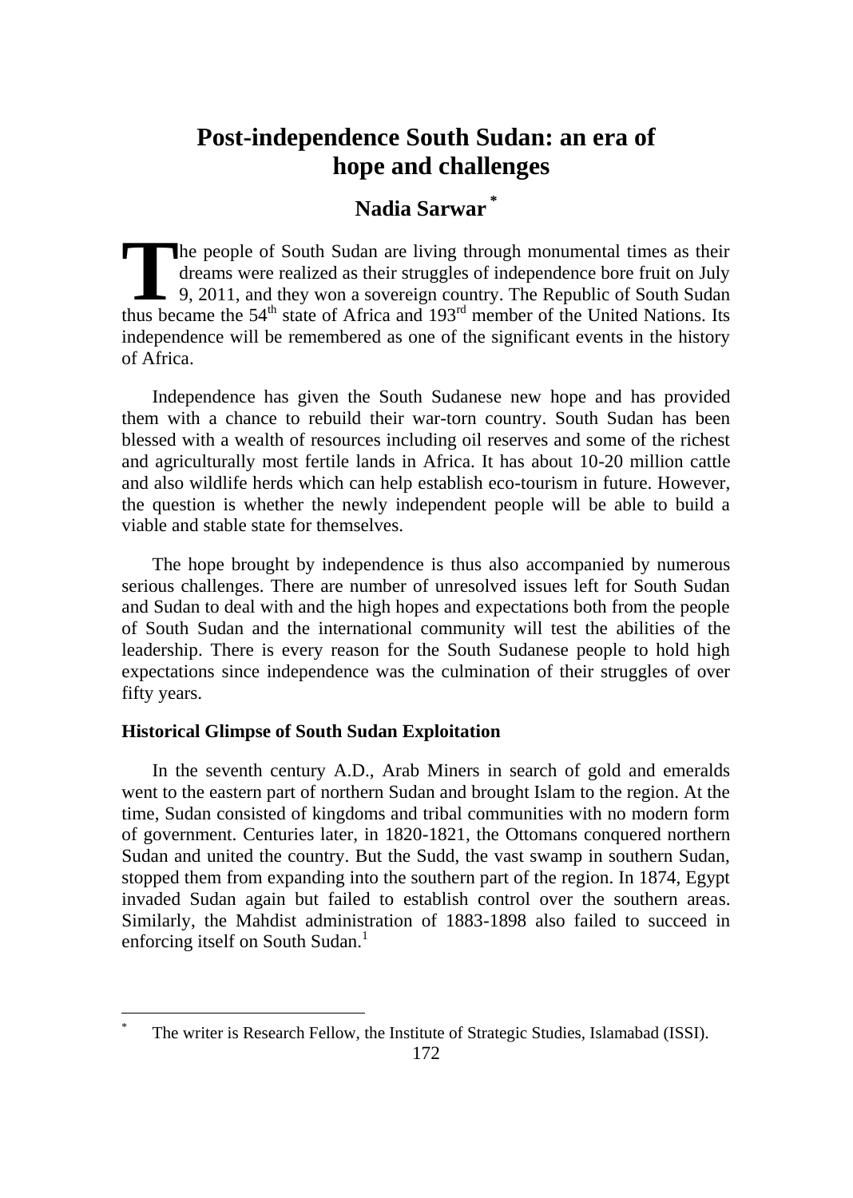# Post-independence South Sudan: an era of hope and challenges

**Nadia Sarwar** [*]

The people of South Sudan are living through monumental times as their dreams were realized as their struggles of independence bore fruit on July 9, 2011, and they won a sovereign country. The Republic of South Sudan thus became the 54$^{th}$ state of Africa and 193$^{rd}$ member of the United Nations. Its independence will be remembered as one of the significant events in the history of Africa.

Independence has given the South Sudanese new hope and has provided them with a chance to rebuild their war-torn country. South Sudan has been blessed with a wealth of resources including oil reserves and some of the richest and agriculturally most fertile lands in Africa. It has about 10-20 million cattle and also wildlife herds which can help establish eco-tourism in future. However, the question is whether the newly independent people will be able to build a viable and stable state for themselves.

The hope brought by independence is thus also accompanied by numerous serious challenges. There are number of unresolved issues left for South Sudan and Sudan to deal with and the high hopes and expectations both from the people of South Sudan and the international community will test the abilities of the leadership. There is every reason for the South Sudanese people to hold high expectations since independence was the culmination of their struggles of over fifty years.

### Historical Glimpse of South Sudan Exploitation

In the seventh century A.D., Arab Miners in search of gold and emeralds went to the eastern part of northern Sudan and brought Islam to the region. At the time, Sudan consisted of kingdoms and tribal communities with no modern form of government. Centuries later, in 1820-1821, the Ottomans conquered northern Sudan and united the country. But the Sudd, the vast swamp in southern Sudan, stopped them from expanding into the southern part of the region. In 1874, Egypt invaded Sudan again but failed to establish control over the southern areas. Similarly, the Mahdist administration of 1883-1898 also failed to succeed in enforcing itself on South Sudan.[1]

---

[*] The writer is Research Fellow, the Institute of Strategic Studies, Islamabad (ISSI).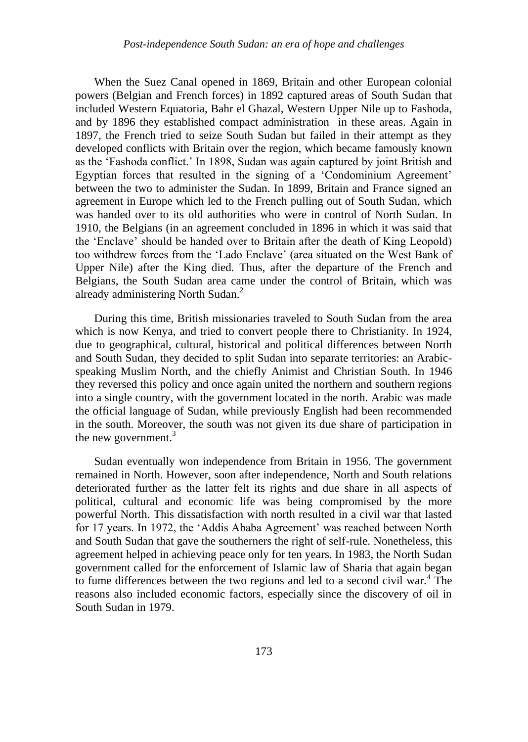When the Suez Canal opened in 1869, Britain and other European colonial powers (Belgian and French forces) in 1892 captured areas of South Sudan that included Western Equatoria, Bahr el Ghazal, Western Upper Nile up to Fashoda, and by 1896 they established compact administration in these areas. Again in 1897, the French tried to seize South Sudan but failed in their attempt as they developed conflicts with Britain over the region, which became famously known as the 'Fashoda conflict.' In 1898, Sudan was again captured by joint British and Egyptian forces that resulted in the signing of a 'Condominium Agreement' between the two to administer the Sudan. In 1899, Britain and France signed an agreement in Europe which led to the French pulling out of South Sudan, which was handed over to its old authorities who were in control of North Sudan. In 1910, the Belgians (in an agreement concluded in 1896 in which it was said that the 'Enclave' should be handed over to Britain after the death of King Leopold) too withdrew forces from the 'Lado Enclave' (area situated on the West Bank of Upper Nile) after the King died. Thus, after the departure of the French and Belgians, the South Sudan area came under the control of Britain, which was already administering North Sudan.[2]

During this time, British missionaries traveled to South Sudan from the area which is now Kenya, and tried to convert people there to Christianity. In 1924, due to geographical, cultural, historical and political differences between North and South Sudan, they decided to split Sudan into separate territories: an Arabic-speaking Muslim North, and the chiefly Animist and Christian South. In 1946 they reversed this policy and once again united the northern and southern regions into a single country, with the government located in the north. Arabic was made the official language of Sudan, while previously English had been recommended in the south. Moreover, the south was not given its due share of participation in the new government.[3]

Sudan eventually won independence from Britain in 1956. The government remained in North. However, soon after independence, North and South relations deteriorated further as the latter felt its rights and due share in all aspects of political, cultural and economic life was being compromised by the more powerful North. This dissatisfaction with north resulted in a civil war that lasted for 17 years. In 1972, the 'Addis Ababa Agreement' was reached between North and South Sudan that gave the southerners the right of self-rule. Nonetheless, this agreement helped in achieving peace only for ten years. In 1983, the North Sudan government called for the enforcement of Islamic law of Sharia that again began to fume differences between the two regions and led to a second civil war.[4] The reasons also included economic factors, especially since the discovery of oil in South Sudan in 1979.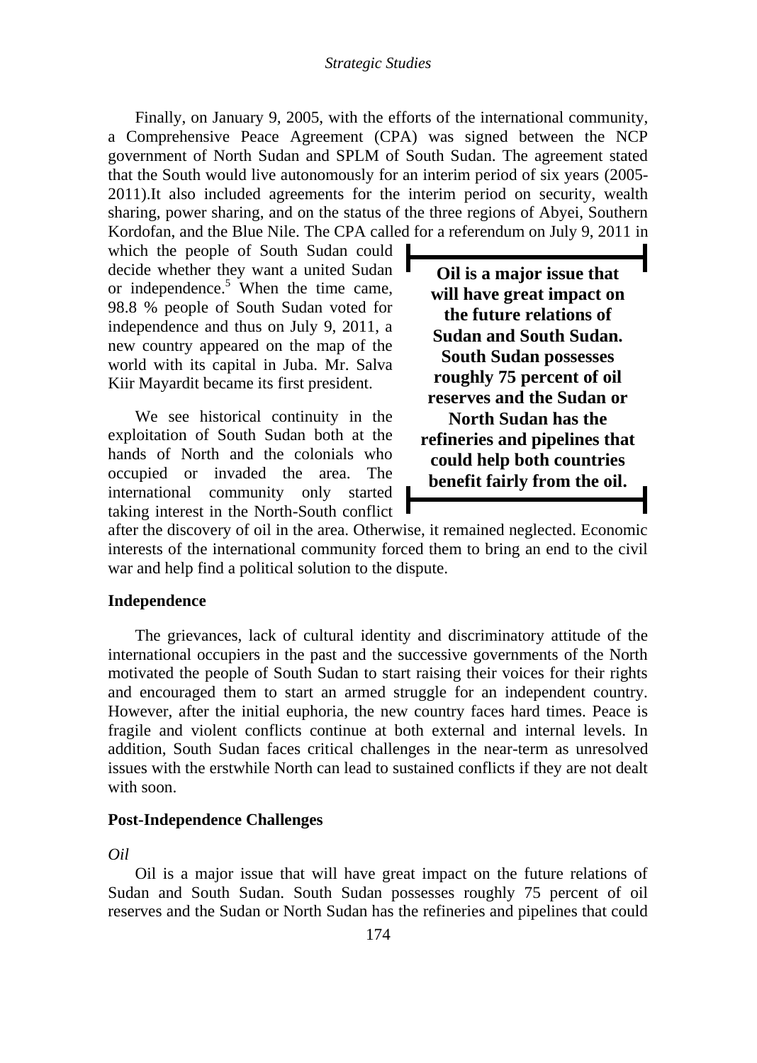Finally, on January 9, 2005, with the efforts of the international community, a Comprehensive Peace Agreement (CPA) was signed between the NCP government of North Sudan and SPLM of South Sudan. The agreement stated that the South would live autonomously for an interim period of six years (2005-2011).It also included agreements for the interim period on security, wealth sharing, power sharing, and on the status of the three regions of Abyei, Southern Kordofan, and the Blue Nile. The CPA called for a referendum on July 9, 2011 in which the people of South Sudan could decide whether they want a united Sudan or independence.[5] When the time came, 98.8 % people of South Sudan voted for independence and thus on July 9, 2011, a new country appeared on the map of the world with its capital in Juba. Mr. Salva Kiir Mayardit became its first president.

> **Oil is a major issue that will have great impact on the future relations of Sudan and South Sudan. South Sudan possesses roughly 75 percent of oil reserves and the Sudan or North Sudan has the refineries and pipelines that could help both countries benefit fairly from the oil.**

We see historical continuity in the exploitation of South Sudan both at the hands of North and the colonials who occupied or invaded the area. The international community only started taking interest in the North-South conflict after the discovery of oil in the area. Otherwise, it remained neglected. Economic interests of the international community forced them to bring an end to the civil war and help find a political solution to the dispute.

**Independence**

The grievances, lack of cultural identity and discriminatory attitude of the international occupiers in the past and the successive governments of the North motivated the people of South Sudan to start raising their voices for their rights and encouraged them to start an armed struggle for an independent country. However, after the initial euphoria, the new country faces hard times. Peace is fragile and violent conflicts continue at both external and internal levels. In addition, South Sudan faces critical challenges in the near-term as unresolved issues with the erstwhile North can lead to sustained conflicts if they are not dealt with soon.

**Post-Independence Challenges**

*Oil*

Oil is a major issue that will have great impact on the future relations of Sudan and South Sudan. South Sudan possesses roughly 75 percent of oil reserves and the Sudan or North Sudan has the refineries and pipelines that could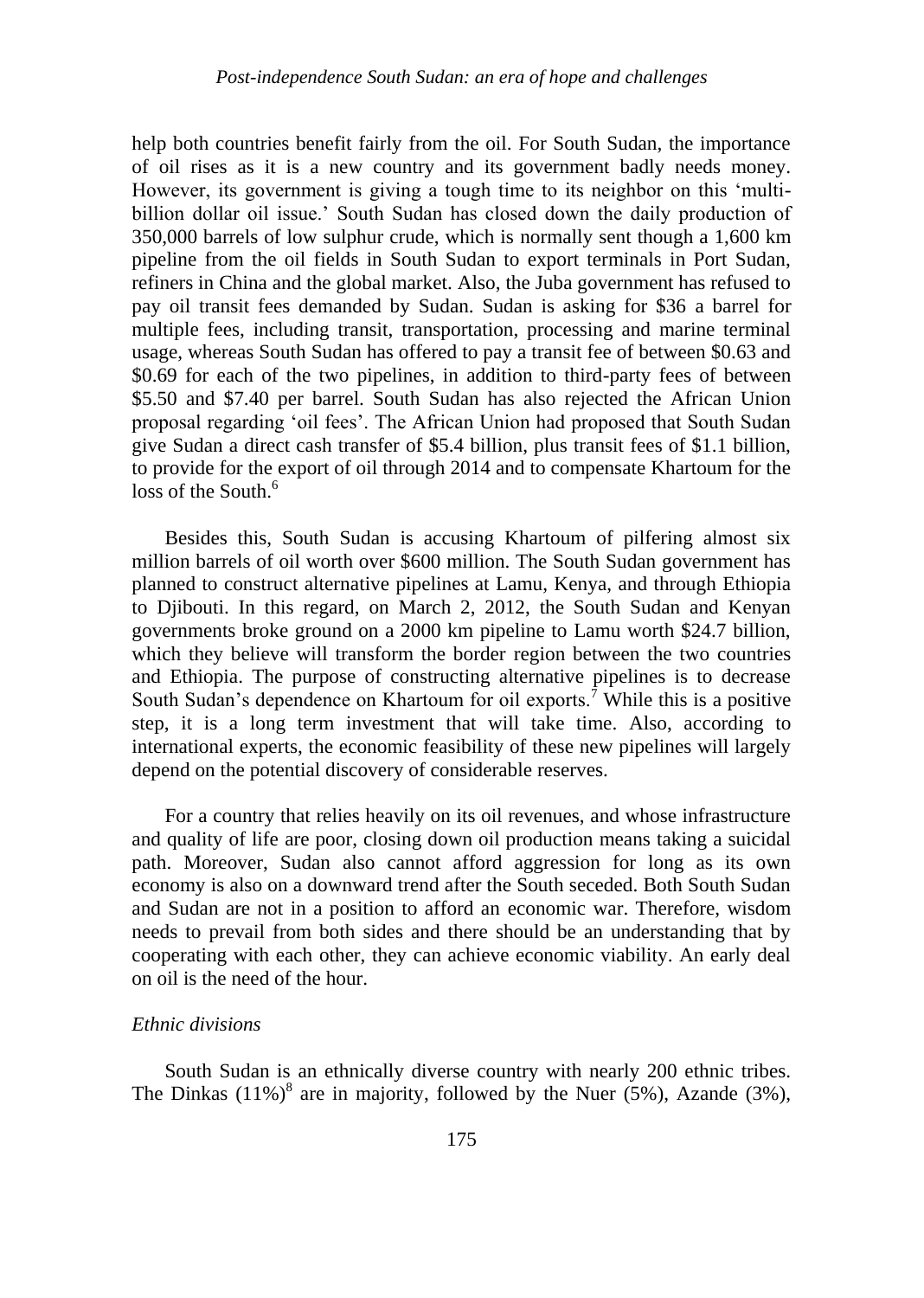help both countries benefit fairly from the oil. For South Sudan, the importance of oil rises as it is a new country and its government badly needs money. However, its government is giving a tough time to its neighbor on this 'multi-billion dollar oil issue.' South Sudan has closed down the daily production of 350,000 barrels of low sulphur crude, which is normally sent though a 1,600 km pipeline from the oil fields in South Sudan to export terminals in Port Sudan, refiners in China and the global market. Also, the Juba government has refused to pay oil transit fees demanded by Sudan. Sudan is asking for $36 a barrel for multiple fees, including transit, transportation, processing and marine terminal usage, whereas South Sudan has offered to pay a transit fee of between $0.63 and $0.69 for each of the two pipelines, in addition to third-party fees of between $5.50 and $7.40 per barrel. South Sudan has also rejected the African Union proposal regarding 'oil fees'. The African Union had proposed that South Sudan give Sudan a direct cash transfer of $5.4 billion, plus transit fees of $1.1 billion, to provide for the export of oil through 2014 and to compensate Khartoum for the loss of the South.[6]

Besides this, South Sudan is accusing Khartoum of pilfering almost six million barrels of oil worth over $600 million. The South Sudan government has planned to construct alternative pipelines at Lamu, Kenya, and through Ethiopia to Djibouti. In this regard, on March 2, 2012, the South Sudan and Kenyan governments broke ground on a 2000 km pipeline to Lamu worth $24.7 billion, which they believe will transform the border region between the two countries and Ethiopia. The purpose of constructing alternative pipelines is to decrease South Sudan's dependence on Khartoum for oil exports.[7] While this is a positive step, it is a long term investment that will take time. Also, according to international experts, the economic feasibility of these new pipelines will largely depend on the potential discovery of considerable reserves.

For a country that relies heavily on its oil revenues, and whose infrastructure and quality of life are poor, closing down oil production means taking a suicidal path. Moreover, Sudan also cannot afford aggression for long as its own economy is also on a downward trend after the South seceded. Both South Sudan and Sudan are not in a position to afford an economic war. Therefore, wisdom needs to prevail from both sides and there should be an understanding that by cooperating with each other, they can achieve economic viability. An early deal on oil is the need of the hour.

*Ethnic divisions*

South Sudan is an ethnically diverse country with nearly 200 ethnic tribes. The Dinkas (11%)[8] are in majority, followed by the Nuer (5%), Azande (3%),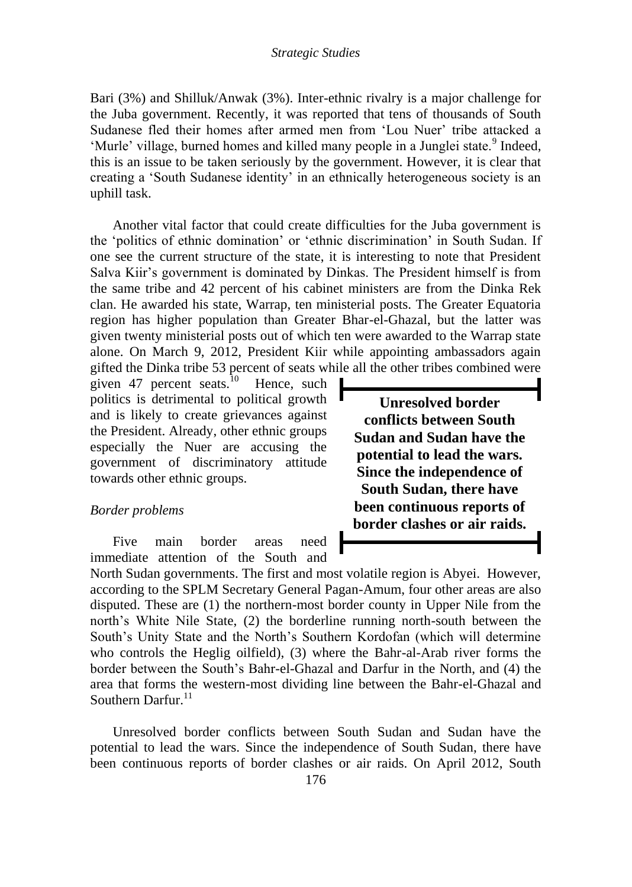Bari (3%) and Shilluk/Anwak (3%). Inter-ethnic rivalry is a major challenge for the Juba government. Recently, it was reported that tens of thousands of South Sudanese fled their homes after armed men from 'Lou Nuer' tribe attacked a 'Murle' village, burned homes and killed many people in a Junglei state.[9] Indeed, this is an issue to be taken seriously by the government. However, it is clear that creating a 'South Sudanese identity' in an ethnically heterogeneous society is an uphill task.

Another vital factor that could create difficulties for the Juba government is the 'politics of ethnic domination' or 'ethnic discrimination' in South Sudan. If one see the current structure of the state, it is interesting to note that President Salva Kiir's government is dominated by Dinkas. The President himself is from the same tribe and 42 percent of his cabinet ministers are from the Dinka Rek clan. He awarded his state, Warrap, ten ministerial posts. The Greater Equatoria region has higher population than Greater Bhar-el-Ghazal, but the latter was given twenty ministerial posts out of which ten were awarded to the Warrap state alone. On March 9, 2012, President Kiir while appointing ambassadors again gifted the Dinka tribe 53 percent of seats while all the other tribes combined were given 47 percent seats.[10] Hence, such politics is detrimental to political growth and is likely to create grievances against the President. Already, other ethnic groups especially the Nuer are accusing the government of discriminatory attitude towards other ethnic groups.

> **Unresolved border conflicts between South Sudan and Sudan have the potential to lead the wars. Since the independence of South Sudan, there have been continuous reports of border clashes or air raids.**

*Border problems*

Five main border areas need immediate attention of the South and North Sudan governments. The first and most volatile region is Abyei. However, according to the SPLM Secretary General Pagan-Amum, four other areas are also disputed. These are (1) the northern-most border county in Upper Nile from the north's White Nile State, (2) the borderline running north-south between the South's Unity State and the North's Southern Kordofan (which will determine who controls the Heglig oilfield), (3) where the Bahr-al-Arab river forms the border between the South's Bahr-el-Ghazal and Darfur in the North, and (4) the area that forms the western-most dividing line between the Bahr-el-Ghazal and Southern Darfur.[11]

Unresolved border conflicts between South Sudan and Sudan have the potential to lead the wars. Since the independence of South Sudan, there have been continuous reports of border clashes or air raids. On April 2012, South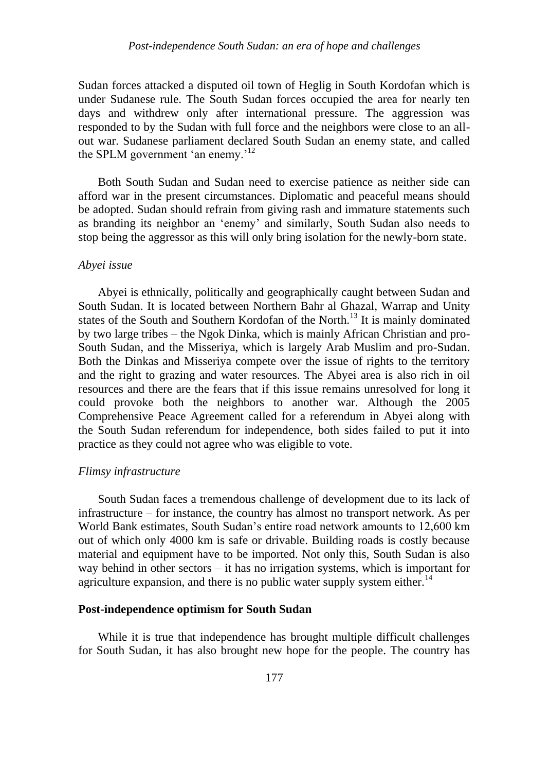Sudan forces attacked a disputed oil town of Heglig in South Kordofan which is under Sudanese rule. The South Sudan forces occupied the area for nearly ten days and withdrew only after international pressure. The aggression was responded to by the Sudan with full force and the neighbors were close to an all-out war. Sudanese parliament declared South Sudan an enemy state, and called the SPLM government 'an enemy.'[12]

Both South Sudan and Sudan need to exercise patience as neither side can afford war in the present circumstances. Diplomatic and peaceful means should be adopted. Sudan should refrain from giving rash and immature statements such as branding its neighbor an 'enemy' and similarly, South Sudan also needs to stop being the aggressor as this will only bring isolation for the newly-born state.

*Abyei issue*

Abyei is ethnically, politically and geographically caught between Sudan and South Sudan. It is located between Northern Bahr al Ghazal, Warrap and Unity states of the South and Southern Kordofan of the North.[13] It is mainly dominated by two large tribes – the Ngok Dinka, which is mainly African Christian and pro-South Sudan, and the Misseriya, which is largely Arab Muslim and pro-Sudan. Both the Dinkas and Misseriya compete over the issue of rights to the territory and the right to grazing and water resources. The Abyei area is also rich in oil resources and there are the fears that if this issue remains unresolved for long it could provoke both the neighbors to another war. Although the 2005 Comprehensive Peace Agreement called for a referendum in Abyei along with the South Sudan referendum for independence, both sides failed to put it into practice as they could not agree who was eligible to vote.

*Flimsy infrastructure*

South Sudan faces a tremendous challenge of development due to its lack of infrastructure – for instance, the country has almost no transport network. As per World Bank estimates, South Sudan's entire road network amounts to 12,600 km out of which only 4000 km is safe or drivable. Building roads is costly because material and equipment have to be imported. Not only this, South Sudan is also way behind in other sectors – it has no irrigation systems, which is important for agriculture expansion, and there is no public water supply system either.[14]

**Post-independence optimism for South Sudan**

While it is true that independence has brought multiple difficult challenges for South Sudan, it has also brought new hope for the people. The country has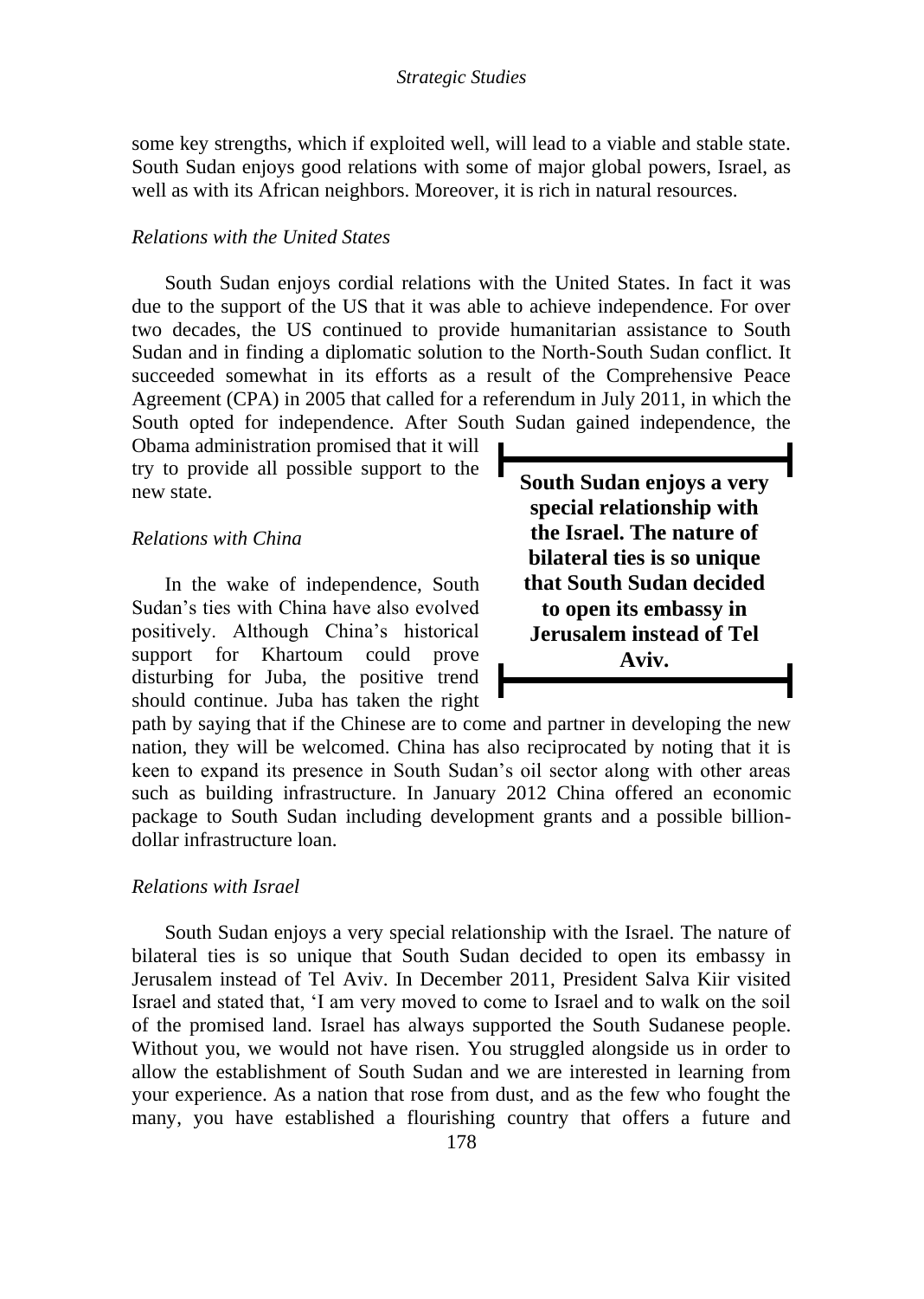some key strengths, which if exploited well, will lead to a viable and stable state. South Sudan enjoys good relations with some of major global powers, Israel, as well as with its African neighbors. Moreover, it is rich in natural resources.

### *Relations with the United States*

South Sudan enjoys cordial relations with the United States. In fact it was due to the support of the US that it was able to achieve independence. For over two decades, the US continued to provide humanitarian assistance to South Sudan and in finding a diplomatic solution to the North-South Sudan conflict. It succeeded somewhat in its efforts as a result of the Comprehensive Peace Agreement (CPA) in 2005 that called for a referendum in July 2011, in which the South opted for independence. After South Sudan gained independence, the Obama administration promised that it will try to provide all possible support to the new state.

> **South Sudan enjoys a very special relationship with the Israel. The nature of bilateral ties is so unique that South Sudan decided to open its embassy in Jerusalem instead of Tel Aviv.**

### *Relations with China*

In the wake of independence, South Sudan's ties with China have also evolved positively. Although China's historical support for Khartoum could prove disturbing for Juba, the positive trend should continue. Juba has taken the right path by saying that if the Chinese are to come and partner in developing the new nation, they will be welcomed. China has also reciprocated by noting that it is keen to expand its presence in South Sudan's oil sector along with other areas such as building infrastructure. In January 2012 China offered an economic package to South Sudan including development grants and a possible billion-dollar infrastructure loan.

### *Relations with Israel*

South Sudan enjoys a very special relationship with the Israel. The nature of bilateral ties is so unique that South Sudan decided to open its embassy in Jerusalem instead of Tel Aviv. In December 2011, President Salva Kiir visited Israel and stated that, 'I am very moved to come to Israel and to walk on the soil of the promised land. Israel has always supported the South Sudanese people. Without you, we would not have risen. You struggled alongside us in order to allow the establishment of South Sudan and we are interested in learning from your experience. As a nation that rose from dust, and as the few who fought the many, you have established a flourishing country that offers a future and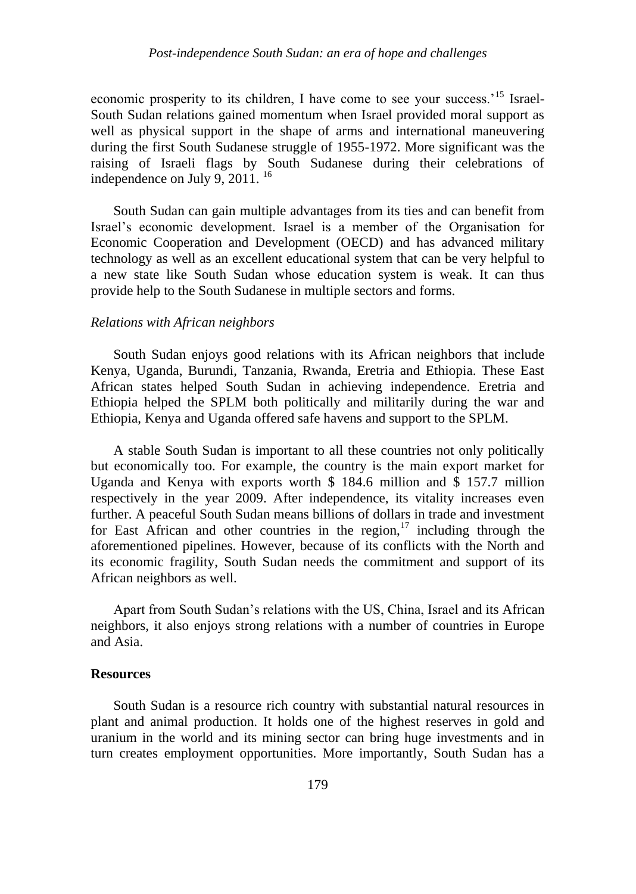economic prosperity to its children, I have come to see your success.'[15] Israel-South Sudan relations gained momentum when Israel provided moral support as well as physical support in the shape of arms and international maneuvering during the first South Sudanese struggle of 1955-1972. More significant was the raising of Israeli flags by South Sudanese during their celebrations of independence on July 9, 2011. [16]

South Sudan can gain multiple advantages from its ties and can benefit from Israel's economic development. Israel is a member of the Organisation for Economic Cooperation and Development (OECD) and has advanced military technology as well as an excellent educational system that can be very helpful to a new state like South Sudan whose education system is weak. It can thus provide help to the South Sudanese in multiple sectors and forms.

*Relations with African neighbors*

South Sudan enjoys good relations with its African neighbors that include Kenya, Uganda, Burundi, Tanzania, Rwanda, Eretria and Ethiopia. These East African states helped South Sudan in achieving independence. Eretria and Ethiopia helped the SPLM both politically and militarily during the war and Ethiopia, Kenya and Uganda offered safe havens and support to the SPLM.

A stable South Sudan is important to all these countries not only politically but economically too. For example, the country is the main export market for Uganda and Kenya with exports worth $ 184.6 million and $ 157.7 million respectively in the year 2009. After independence, its vitality increases even further. A peaceful South Sudan means billions of dollars in trade and investment for East African and other countries in the region,[17] including through the aforementioned pipelines. However, because of its conflicts with the North and its economic fragility, South Sudan needs the commitment and support of its African neighbors as well.

Apart from South Sudan's relations with the US, China, Israel and its African neighbors, it also enjoys strong relations with a number of countries in Europe and Asia.

## Resources

South Sudan is a resource rich country with substantial natural resources in plant and animal production. It holds one of the highest reserves in gold and uranium in the world and its mining sector can bring huge investments and in turn creates employment opportunities. More importantly, South Sudan has a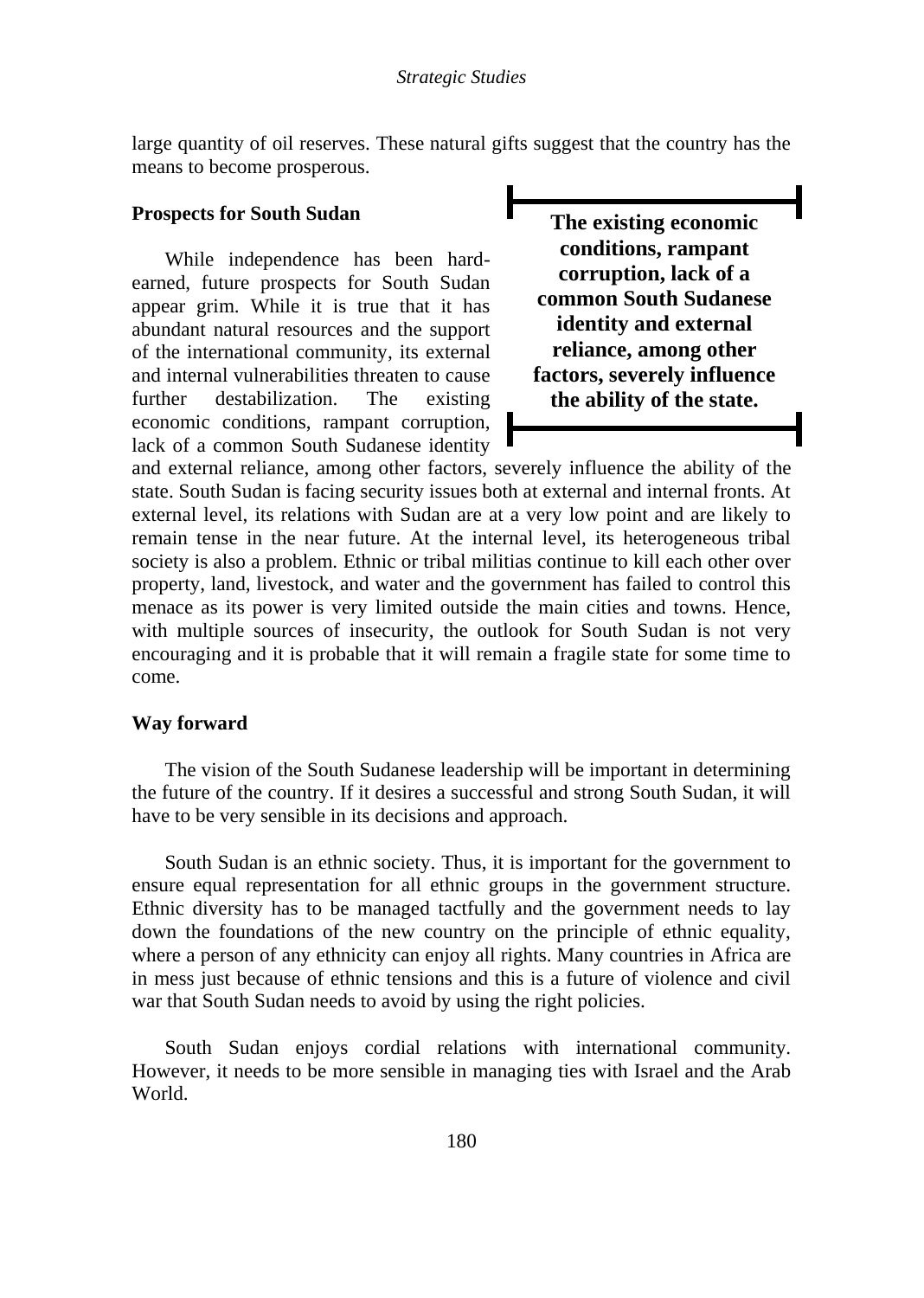large quantity of oil reserves. These natural gifts suggest that the country has the means to become prosperous.

## Prospects for South Sudan

While independence has been hard-earned, future prospects for South Sudan appear grim. While it is true that it has abundant natural resources and the support of the international community, its external and internal vulnerabilities threaten to cause further destabilization. The existing economic conditions, rampant corruption, lack of a common South Sudanese identity and external reliance, among other factors, severely influence the ability of the state. South Sudan is facing security issues both at external and internal fronts. At external level, its relations with Sudan are at a very low point and are likely to remain tense in the near future. At the internal level, its heterogeneous tribal society is also a problem. Ethnic or tribal militias continue to kill each other over property, land, livestock, and water and the government has failed to control this menace as its power is very limited outside the main cities and towns. Hence, with multiple sources of insecurity, the outlook for South Sudan is not very encouraging and it is probable that it will remain a fragile state for some time to come.

> **The existing economic conditions, rampant corruption, lack of a common South Sudanese identity and external reliance, among other factors, severely influence the ability of the state.**

## Way forward

The vision of the South Sudanese leadership will be important in determining the future of the country. If it desires a successful and strong South Sudan, it will have to be very sensible in its decisions and approach.

South Sudan is an ethnic society. Thus, it is important for the government to ensure equal representation for all ethnic groups in the government structure. Ethnic diversity has to be managed tactfully and the government needs to lay down the foundations of the new country on the principle of ethnic equality, where a person of any ethnicity can enjoy all rights. Many countries in Africa are in mess just because of ethnic tensions and this is a future of violence and civil war that South Sudan needs to avoid by using the right policies.

South Sudan enjoys cordial relations with international community. However, it needs to be more sensible in managing ties with Israel and the Arab World.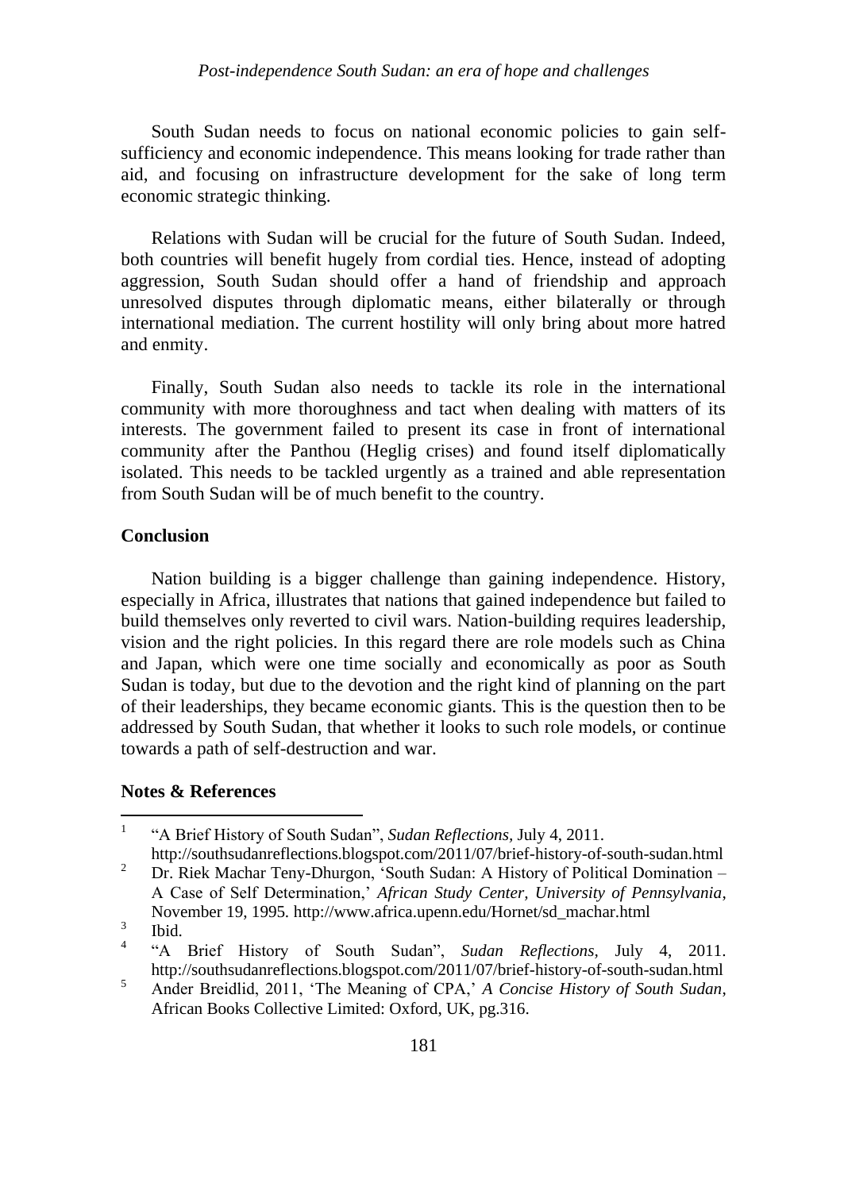South Sudan needs to focus on national economic policies to gain self-sufficiency and economic independence. This means looking for trade rather than aid, and focusing on infrastructure development for the sake of long term economic strategic thinking.

Relations with Sudan will be crucial for the future of South Sudan. Indeed, both countries will benefit hugely from cordial ties. Hence, instead of adopting aggression, South Sudan should offer a hand of friendship and approach unresolved disputes through diplomatic means, either bilaterally or through international mediation. The current hostility will only bring about more hatred and enmity.

Finally, South Sudan also needs to tackle its role in the international community with more thoroughness and tact when dealing with matters of its interests. The government failed to present its case in front of international community after the Panthou (Heglig crises) and found itself diplomatically isolated. This needs to be tackled urgently as a trained and able representation from South Sudan will be of much benefit to the country.

## Conclusion

Nation building is a bigger challenge than gaining independence. History, especially in Africa, illustrates that nations that gained independence but failed to build themselves only reverted to civil wars. Nation-building requires leadership, vision and the right policies. In this regard there are role models such as China and Japan, which were one time socially and economically as poor as South Sudan is today, but due to the devotion and the right kind of planning on the part of their leaderships, they became economic giants. This is the question then to be addressed by South Sudan, that whether it looks to such role models, or continue towards a path of self-destruction and war.

## Notes & References

1. "A Brief History of South Sudan", *Sudan Reflections*, July 4, 2011. http://southsudanreflections.blogspot.com/2011/07/brief-history-of-south-sudan.html
2. Dr. Riek Machar Teny-Dhurgon, 'South Sudan: A History of Political Domination – A Case of Self Determination,' *African Study Center, University of Pennsylvania*, November 19, 1995. http://www.africa.upenn.edu/Hornet/sd_machar.html
3. Ibid.
4. "A Brief History of South Sudan", *Sudan Reflections*, July 4, 2011. http://southsudanreflections.blogspot.com/2011/07/brief-history-of-south-sudan.html
5. Ander Breidlid, 2011, 'The Meaning of CPA,' *A Concise History of South Sudan*, African Books Collective Limited: Oxford, UK, pg.316.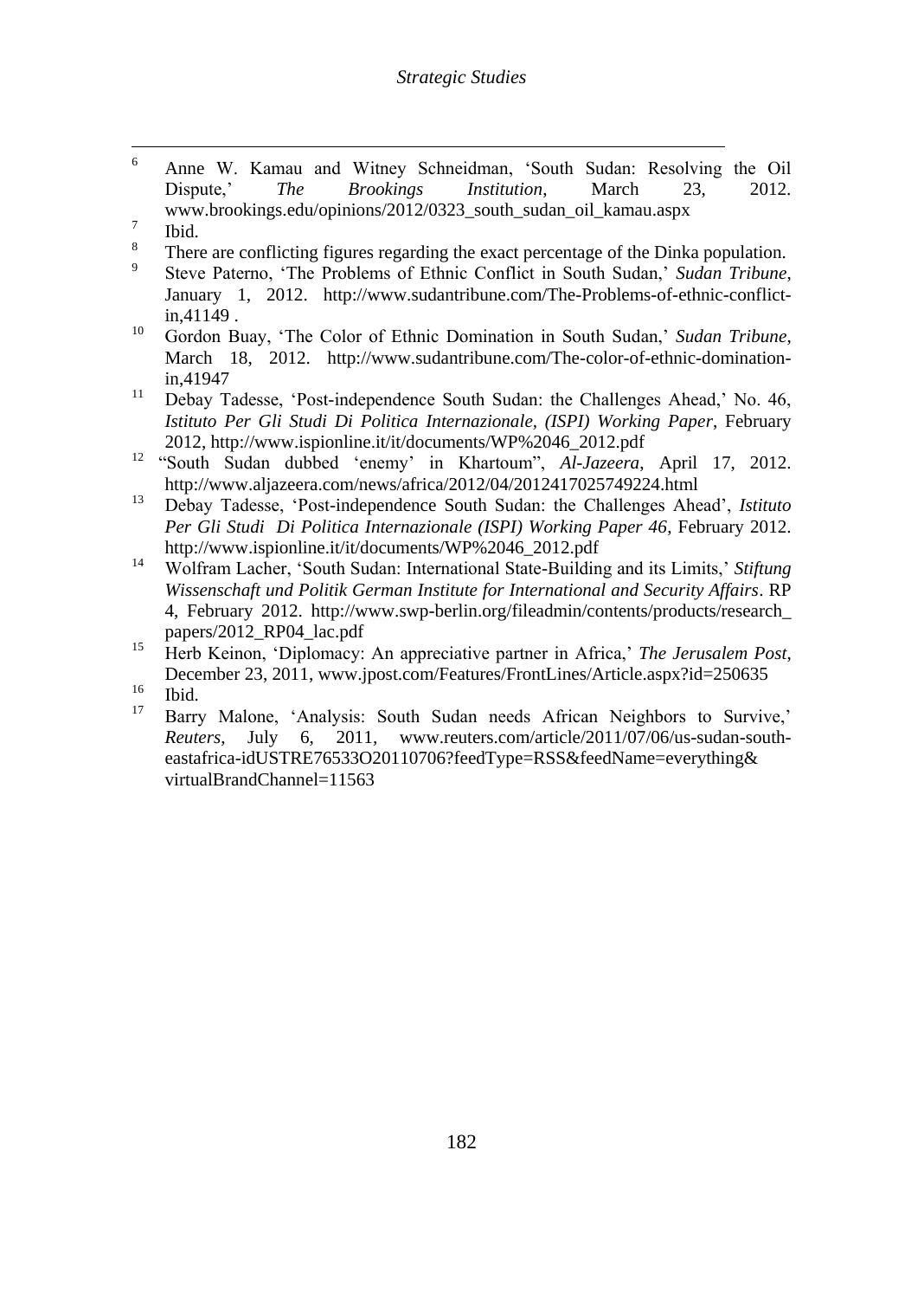[6] Anne W. Kamau and Witney Schneidman, 'South Sudan: Resolving the Oil Dispute,' *The Brookings Institution*, March 23, 2012. www.brookings.edu/opinions/2012/0323_south_sudan_oil_kamau.aspx

[7] Ibid.

[8] There are conflicting figures regarding the exact percentage of the Dinka population.

[9] Steve Paterno, 'The Problems of Ethnic Conflict in South Sudan,' *Sudan Tribune*, January 1, 2012. http://www.sudantribune.com/The-Problems-of-ethnic-conflict-in,41149 .

[10] Gordon Buay, 'The Color of Ethnic Domination in South Sudan,' *Sudan Tribune*, March 18, 2012. http://www.sudantribune.com/The-color-of-ethnic-domination-in,41947

[11] Debay Tadesse, 'Post-independence South Sudan: the Challenges Ahead,' No. 46, *Istituto Per Gli Studi Di Politica Internazionale, (ISPI) Working Paper*, February 2012, http://www.ispionline.it/it/documents/WP%2046_2012.pdf

[12] "South Sudan dubbed 'enemy' in Khartoum", *Al-Jazeera*, April 17, 2012. http://www.aljazeera.com/news/africa/2012/04/2012417025749224.html

[13] Debay Tadesse, 'Post-independence South Sudan: the Challenges Ahead', *Istituto Per Gli Studi Di Politica Internazionale (ISPI) Working Paper 46*, February 2012. http://www.ispionline.it/it/documents/WP%2046_2012.pdf

[14] Wolfram Lacher, 'South Sudan: International State-Building and its Limits,' *Stiftung Wissenschaft und Politik German Institute for International and Security Affairs*. RP 4, February 2012. http://www.swp-berlin.org/fileadmin/contents/products/research_papers/2012_RP04_lac.pdf

[15] Herb Keinon, 'Diplomacy: An appreciative partner in Africa,' *The Jerusalem Post*, December 23, 2011, www.jpost.com/Features/FrontLines/Article.aspx?id=250635

[16] Ibid.

[17] Barry Malone, 'Analysis: South Sudan needs African Neighbors to Survive,' *Reuters*, July 6, 2011, www.reuters.com/article/2011/07/06/us-sudan-south-eastafrica-idUSTRE76533O20110706?feedType=RSS&feedName=everything&virtualBrandChannel=11563